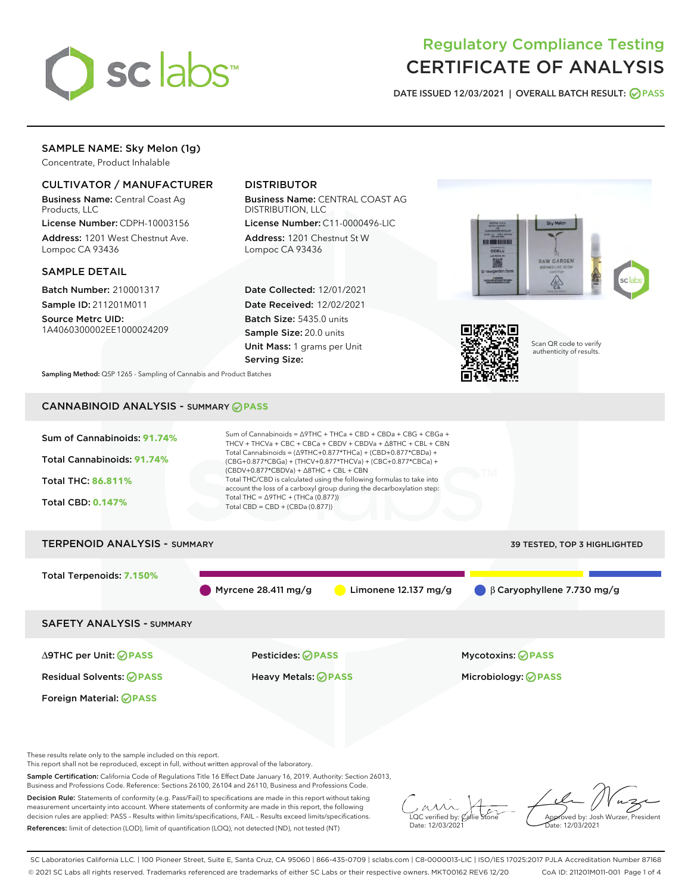# Regulatory Compliance Testing
# CERTIFICATE OF ANALYSIS

DATE ISSUED 12/03/2021 | OVERALL BATCH RESULT: PASS

## SAMPLE NAME: Sky Melon (1g)

Concentrate, Product Inhalable

### CULTIVATOR / MANUFACTURER

**Business Name:** Central Coast Ag Products, LLC
**License Number:** CDPH-10003156
**Address:** 1201 West Chestnut Ave. Lompoc CA 93436

### DISTRIBUTOR

**Business Name:** CENTRAL COAST AG DISTRIBUTION, LLC
**License Number:** C11-0000496-LIC
**Address:** 1201 Chestnut St W Lompoc CA 93436

### SAMPLE DETAIL

**Batch Number:** 210001317
**Sample ID:** 211201M011
**Source Metrc UID:** 1A4060300002EE1000024209

**Date Collected:** 12/01/2021
**Date Received:** 12/02/2021
**Batch Size:** 5435.0 units
**Sample Size:** 20.0 units
**Unit Mass:** 1 grams per Unit
**Serving Size:**

Scan QR code to verify authenticity of results.

**Sampling Method:** QSP 1265 - Sampling of Cannabis and Product Batches

## CANNABINOID ANALYSIS - SUMMARY PASS

Sum of Cannabinoids: **91.74%**
Total Cannabinoids: **91.74%**
Total THC: **86.811%**
Total CBD: **0.147%**

Sum of Cannabinoids = Δ9THC + THCa + CBD + CBDa + CBG + CBGa + THCV + THCVa + CBC + CBCa + CBDV + CBDVa + Δ8THC + CBL + CBN
Total Cannabinoids = (Δ9THC+0.877*THCa) + (CBD+0.877*CBDa) + (CBG+0.877*CBGa) + (THCV+0.877*THCVa) + (CBC+0.877*CBCa) + (CBDV+0.877*CBDVa) + Δ8THC + CBL + CBN
Total THC/CBD is calculated using the following formulas to take into account the loss of a carboxyl group during the decarboxylation step:
Total THC = Δ9THC + (THCa (0.877))
Total CBD = CBD + (CBDa (0.877))

## TERPENOID ANALYSIS - SUMMARY

39 TESTED, TOP 3 HIGHLIGHTED

Total Terpenoids: **7.150%**

Myrcene 28.411 mg/g | Limonene 12.137 mg/g | β Caryophyllene 7.730 mg/g

## SAFETY ANALYSIS - SUMMARY

| | | |
|---|---|---|
| Δ9THC per Unit: PASS | Pesticides: PASS | Mycotoxins: PASS |
| Residual Solvents: PASS | Heavy Metals: PASS | Microbiology: PASS |
| Foreign Material: PASS | | |

These results relate only to the sample included on this report.
This report shall not be reproduced, except in full, without written approval of the laboratory.

**Sample Certification:** California Code of Regulations Title 16 Effect Date January 16, 2019. Authority: Section 26013, Business and Professions Code. Reference: Sections 26100, 26104 and 26110, Business and Professions Code.

**Decision Rule:** Statements of conformity (e.g. Pass/Fail) to specifications are made in this report without taking measurement uncertainty into account. Where statements of conformity are made in this report, the following decision rules are applied: PASS – Results within limits/specifications, FAIL – Results exceed limits/specifications.

**References:** limit of detection (LOD), limit of quantification (LOQ), not detected (ND), not tested (NT)

LQC verified by: Callie Stone
Date: 12/03/2021

Approved by: Josh Wurzer, President
Date: 12/03/2021

SC Laboratories California LLC. | 100 Pioneer Street, Suite E, Santa Cruz, CA 95060 | 866-435-0709 | sclabs.com | C8-0000013-LIC | ISO/IES 17025:2017 PJLA Accreditation Number 87168
© 2021 SC Labs all rights reserved. Trademarks referenced are trademarks of either SC Labs or their respective owners. MKT00162 REV6 12/20 CoA ID: 211201M011-001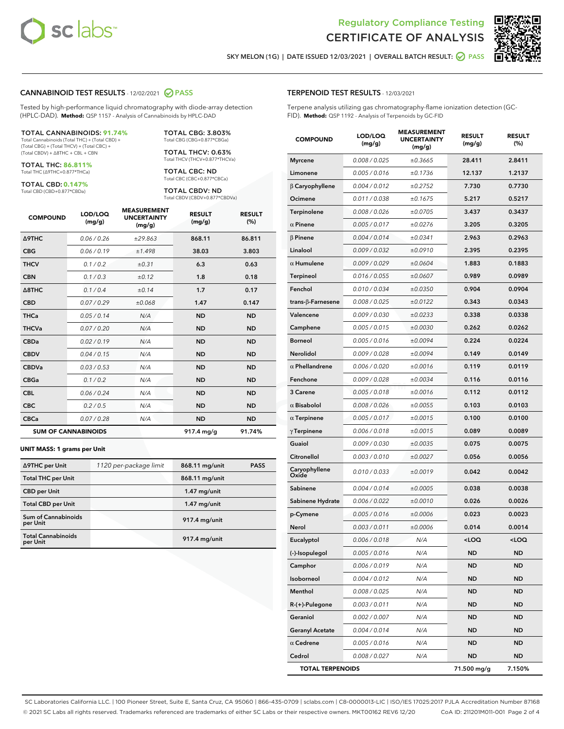Regulatory Compliance Testing
# CERTIFICATE OF ANALYSIS

SKY MELON (1G) | DATE ISSUED 12/03/2021 | OVERALL BATCH RESULT: PASS

## CANNABINOID TEST RESULTS - 12/02/2021 PASS

Tested by high-performance liquid chromatography with diode-array detection (HPLC-DAD). **Method:** QSP 1157 - Analysis of Cannabinoids by HPLC-DAD

**TOTAL CANNABINOIDS: 91.74%**
Total Cannabinoids (Total THC) + (Total CBD) + (Total CBG) + (Total THCV) + (Total CBC) + (Total CBDV) + Δ8THC + CBL + CBN

**TOTAL THC: 86.811%**
Total THC (Δ9THC+0.877*THCa)

**TOTAL CBD: 0.147%**
Total CBD (CBD+0.877*CBDa)

**TOTAL CBG: 3.803%**
Total CBG (CBG+0.877*CBGa)

**TOTAL THCV: 0.63%**
Total THCV (THCV+0.877*THCVa)

**TOTAL CBC: ND**
Total CBC (CBC+0.877*CBCa)

**TOTAL CBDV: ND**
Total CBDV (CBDV+0.877*CBDVa)

| COMPOUND | LOD/LOQ (mg/g) | MEASUREMENT UNCERTAINTY (mg/g) | RESULT (mg/g) | RESULT (%) |
|---|---|---|---|---|
| Δ9THC | 0.06 / 0.26 | ±29.863 | 868.11 | 86.811 |
| CBG | 0.06 / 0.19 | ±1.498 | 38.03 | 3.803 |
| THCV | 0.1 / 0.2 | ±0.31 | 6.3 | 0.63 |
| CBN | 0.1 / 0.3 | ±0.12 | 1.8 | 0.18 |
| Δ8THC | 0.1 / 0.4 | ±0.14 | 1.7 | 0.17 |
| CBD | 0.07 / 0.29 | ±0.068 | 1.47 | 0.147 |
| THCa | 0.05 / 0.14 | N/A | ND | ND |
| THCVa | 0.07 / 0.20 | N/A | ND | ND |
| CBDa | 0.02 / 0.19 | N/A | ND | ND |
| CBDV | 0.04 / 0.15 | N/A | ND | ND |
| CBDVa | 0.03 / 0.53 | N/A | ND | ND |
| CBGa | 0.1 / 0.2 | N/A | ND | ND |
| CBL | 0.06 / 0.24 | N/A | ND | ND |
| CBC | 0.2 / 0.5 | N/A | ND | ND |
| CBCa | 0.07 / 0.28 | N/A | ND | ND |
| **SUM OF CANNABINOIDS** | | | **917.4 mg/g** | **91.74%** |

**UNIT MASS: 1 grams per Unit**

| | | | |
|---|---|---|---|
| Δ9THC per Unit | 1120 per-package limit | 868.11 mg/unit | PASS |
| Total THC per Unit | | 868.11 mg/unit | |
| CBD per Unit | | 1.47 mg/unit | |
| Total CBD per Unit | | 1.47 mg/unit | |
| Sum of Cannabinoids per Unit | | 917.4 mg/unit | |
| Total Cannabinoids per Unit | | 917.4 mg/unit | |

## TERPENOID TEST RESULTS - 12/03/2021

Terpene analysis utilizing gas chromatography-flame ionization detection (GC-FID). **Method:** QSP 1192 - Analysis of Terpenoids by GC-FID

| COMPOUND | LOD/LOQ (mg/g) | MEASUREMENT UNCERTAINTY (mg/g) | RESULT (mg/g) | RESULT (%) |
|---|---|---|---|---|
| Myrcene | 0.008 / 0.025 | ±0.3665 | 28.411 | 2.8411 |
| Limonene | 0.005 / 0.016 | ±0.1736 | 12.137 | 1.2137 |
| β Caryophyllene | 0.004 / 0.012 | ±0.2752 | 7.730 | 0.7730 |
| Ocimene | 0.011 / 0.038 | ±0.1675 | 5.217 | 0.5217 |
| Terpinolene | 0.008 / 0.026 | ±0.0705 | 3.437 | 0.3437 |
| α Pinene | 0.005 / 0.017 | ±0.0276 | 3.205 | 0.3205 |
| β Pinene | 0.004 / 0.014 | ±0.0341 | 2.963 | 0.2963 |
| Linalool | 0.009 / 0.032 | ±0.0910 | 2.395 | 0.2395 |
| α Humulene | 0.009 / 0.029 | ±0.0604 | 1.883 | 0.1883 |
| Terpineol | 0.016 / 0.055 | ±0.0607 | 0.989 | 0.0989 |
| Fenchol | 0.010 / 0.034 | ±0.0350 | 0.904 | 0.0904 |
| trans-β-Farnesene | 0.008 / 0.025 | ±0.0122 | 0.343 | 0.0343 |
| Valencene | 0.009 / 0.030 | ±0.0233 | 0.338 | 0.0338 |
| Camphene | 0.005 / 0.015 | ±0.0030 | 0.262 | 0.0262 |
| Borneol | 0.005 / 0.016 | ±0.0094 | 0.224 | 0.0224 |
| Nerolidol | 0.009 / 0.028 | ±0.0094 | 0.149 | 0.0149 |
| α Phellandrene | 0.006 / 0.020 | ±0.0016 | 0.119 | 0.0119 |
| Fenchone | 0.009 / 0.028 | ±0.0034 | 0.116 | 0.0116 |
| 3 Carene | 0.005 / 0.018 | ±0.0016 | 0.112 | 0.0112 |
| α Bisabolol | 0.008 / 0.026 | ±0.0055 | 0.103 | 0.0103 |
| α Terpinene | 0.005 / 0.017 | ±0.0015 | 0.100 | 0.0100 |
| γ Terpinene | 0.006 / 0.018 | ±0.0015 | 0.089 | 0.0089 |
| Guaiol | 0.009 / 0.030 | ±0.0035 | 0.075 | 0.0075 |
| Citronellol | 0.003 / 0.010 | ±0.0027 | 0.056 | 0.0056 |
| Caryophyllene Oxide | 0.010 / 0.033 | ±0.0019 | 0.042 | 0.0042 |
| Sabinene | 0.004 / 0.014 | ±0.0005 | 0.038 | 0.0038 |
| Sabinene Hydrate | 0.006 / 0.022 | ±0.0010 | 0.026 | 0.0026 |
| p-Cymene | 0.005 / 0.016 | ±0.0006 | 0.023 | 0.0023 |
| Nerol | 0.003 / 0.011 | ±0.0006 | 0.014 | 0.0014 |
| Eucalyptol | 0.006 / 0.018 | N/A | <LOQ | <LOQ |
| (-)-Isopulegol | 0.005 / 0.016 | N/A | ND | ND |
| Camphor | 0.006 / 0.019 | N/A | ND | ND |
| Isoborneol | 0.004 / 0.012 | N/A | ND | ND |
| Menthol | 0.008 / 0.025 | N/A | ND | ND |
| R-(+)-Pulegone | 0.003 / 0.011 | N/A | ND | ND |
| Geraniol | 0.002 / 0.007 | N/A | ND | ND |
| Geranyl Acetate | 0.004 / 0.014 | N/A | ND | ND |
| α Cedrene | 0.005 / 0.016 | N/A | ND | ND |
| Cedrol | 0.008 / 0.027 | N/A | ND | ND |
| **TOTAL TERPENOIDS** | | | **71.500 mg/g** | **7.150%** |

SC Laboratories California LLC. | 100 Pioneer Street, Suite E, Santa Cruz, CA 95060 | 866-435-0709 | sclabs.com | C8-0000013-LIC | ISO/IES 17025:2017 PJLA Accreditation Number 87168
© 2021 SC Labs all rights reserved. Trademarks referenced are trademarks of either SC Labs or their respective owners. MKT00162 REV6 12/20 CoA ID: 211201M011-001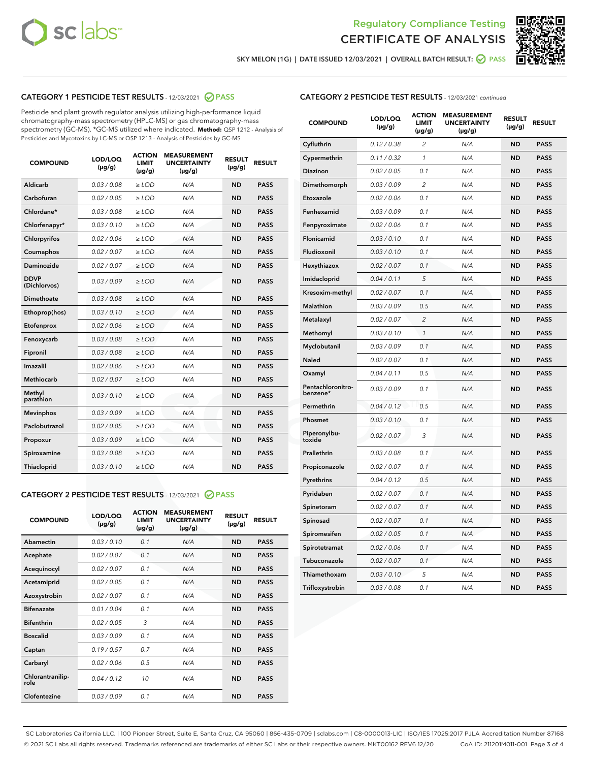# Regulatory Compliance Testing
# CERTIFICATE OF ANALYSIS

SKY MELON (1G) | DATE ISSUED 12/03/2021 | OVERALL BATCH RESULT: PASS

## CATEGORY 1 PESTICIDE TEST RESULTS - 12/03/2021 PASS

Pesticide and plant growth regulator analysis utilizing high-performance liquid chromatography-mass spectrometry (HPLC-MS) or gas chromatography-mass spectrometry (GC-MS). *GC-MS utilized where indicated. **Method:** QSP 1212 - Analysis of Pesticides and Mycotoxins by LC-MS or QSP 1213 - Analysis of Pesticides by GC-MS

| COMPOUND | LOD/LOQ (μg/g) | ACTION LIMIT (μg/g) | MEASUREMENT UNCERTAINTY (μg/g) | RESULT (μg/g) | RESULT |
|---|---|---|---|---|---|
| Aldicarb | 0.03 / 0.08 | ≥ LOD | N/A | ND | PASS |
| Carbofuran | 0.02 / 0.05 | ≥ LOD | N/A | ND | PASS |
| Chlordane* | 0.03 / 0.08 | ≥ LOD | N/A | ND | PASS |
| Chlorfenapyr* | 0.03 / 0.10 | ≥ LOD | N/A | ND | PASS |
| Chlorpyrifos | 0.02 / 0.06 | ≥ LOD | N/A | ND | PASS |
| Coumaphos | 0.02 / 0.07 | ≥ LOD | N/A | ND | PASS |
| Daminozide | 0.02 / 0.07 | ≥ LOD | N/A | ND | PASS |
| DDVP (Dichlorvos) | 0.03 / 0.09 | ≥ LOD | N/A | ND | PASS |
| Dimethoate | 0.03 / 0.08 | ≥ LOD | N/A | ND | PASS |
| Ethoprop(hos) | 0.03 / 0.10 | ≥ LOD | N/A | ND | PASS |
| Etofenprox | 0.02 / 0.06 | ≥ LOD | N/A | ND | PASS |
| Fenoxycarb | 0.03 / 0.08 | ≥ LOD | N/A | ND | PASS |
| Fipronil | 0.03 / 0.08 | ≥ LOD | N/A | ND | PASS |
| Imazalil | 0.02 / 0.06 | ≥ LOD | N/A | ND | PASS |
| Methiocarb | 0.02 / 0.07 | ≥ LOD | N/A | ND | PASS |
| Methyl parathion | 0.03 / 0.10 | ≥ LOD | N/A | ND | PASS |
| Mevinphos | 0.03 / 0.09 | ≥ LOD | N/A | ND | PASS |
| Paclobutrazol | 0.02 / 0.05 | ≥ LOD | N/A | ND | PASS |
| Propoxur | 0.03 / 0.09 | ≥ LOD | N/A | ND | PASS |
| Spiroxamine | 0.03 / 0.08 | ≥ LOD | N/A | ND | PASS |
| Thiacloprid | 0.03 / 0.10 | ≥ LOD | N/A | ND | PASS |

## CATEGORY 2 PESTICIDE TEST RESULTS - 12/03/2021 PASS

| COMPOUND | LOD/LOQ (μg/g) | ACTION LIMIT (μg/g) | MEASUREMENT UNCERTAINTY (μg/g) | RESULT (μg/g) | RESULT |
|---|---|---|---|---|---|
| Abamectin | 0.03 / 0.10 | 0.1 | N/A | ND | PASS |
| Acephate | 0.02 / 0.07 | 0.1 | N/A | ND | PASS |
| Acequinocyl | 0.02 / 0.07 | 0.1 | N/A | ND | PASS |
| Acetamiprid | 0.02 / 0.05 | 0.1 | N/A | ND | PASS |
| Azoxystrobin | 0.02 / 0.07 | 0.1 | N/A | ND | PASS |
| Bifenazate | 0.01 / 0.04 | 0.1 | N/A | ND | PASS |
| Bifenthrin | 0.02 / 0.05 | 3 | N/A | ND | PASS |
| Boscalid | 0.03 / 0.09 | 0.1 | N/A | ND | PASS |
| Captan | 0.19 / 0.57 | 0.7 | N/A | ND | PASS |
| Carbaryl | 0.02 / 0.06 | 0.5 | N/A | ND | PASS |
| Chlorantraniliprole | 0.04 / 0.12 | 10 | N/A | ND | PASS |
| Clofentezine | 0.03 / 0.09 | 0.1 | N/A | ND | PASS |
| Cyfluthrin | 0.12 / 0.38 | 2 | N/A | ND | PASS |
| Cypermethrin | 0.11 / 0.32 | 1 | N/A | ND | PASS |
| Diazinon | 0.02 / 0.05 | 0.1 | N/A | ND | PASS |
| Dimethomorph | 0.03 / 0.09 | 2 | N/A | ND | PASS |
| Etoxazole | 0.02 / 0.06 | 0.1 | N/A | ND | PASS |
| Fenhexamid | 0.03 / 0.09 | 0.1 | N/A | ND | PASS |
| Fenpyroximate | 0.02 / 0.06 | 0.1 | N/A | ND | PASS |
| Flonicamid | 0.03 / 0.10 | 0.1 | N/A | ND | PASS |
| Fludioxonil | 0.03 / 0.10 | 0.1 | N/A | ND | PASS |
| Hexythiazox | 0.02 / 0.07 | 0.1 | N/A | ND | PASS |
| Imidacloprid | 0.04 / 0.11 | 5 | N/A | ND | PASS |
| Kresoxim-methyl | 0.02 / 0.07 | 0.1 | N/A | ND | PASS |
| Malathion | 0.03 / 0.09 | 0.5 | N/A | ND | PASS |
| Metalaxyl | 0.02 / 0.07 | 2 | N/A | ND | PASS |
| Methomyl | 0.03 / 0.10 | 1 | N/A | ND | PASS |
| Myclobutanil | 0.03 / 0.09 | 0.1 | N/A | ND | PASS |
| Naled | 0.02 / 0.07 | 0.1 | N/A | ND | PASS |
| Oxamyl | 0.04 / 0.11 | 0.5 | N/A | ND | PASS |
| Pentachloronitrobenzene* | 0.03 / 0.09 | 0.1 | N/A | ND | PASS |
| Permethrin | 0.04 / 0.12 | 0.5 | N/A | ND | PASS |
| Phosmet | 0.03 / 0.10 | 0.1 | N/A | ND | PASS |
| Piperonylbutoxide | 0.02 / 0.07 | 3 | N/A | ND | PASS |
| Prallethrin | 0.03 / 0.08 | 0.1 | N/A | ND | PASS |
| Propiconazole | 0.02 / 0.07 | 0.1 | N/A | ND | PASS |
| Pyrethrins | 0.04 / 0.12 | 0.5 | N/A | ND | PASS |
| Pyridaben | 0.02 / 0.07 | 0.1 | N/A | ND | PASS |
| Spinetoram | 0.02 / 0.07 | 0.1 | N/A | ND | PASS |
| Spinosad | 0.02 / 0.07 | 0.1 | N/A | ND | PASS |
| Spiromesifen | 0.02 / 0.05 | 0.1 | N/A | ND | PASS |
| Spirotetramat | 0.02 / 0.06 | 0.1 | N/A | ND | PASS |
| Tebuconazole | 0.02 / 0.07 | 0.1 | N/A | ND | PASS |
| Thiamethoxam | 0.03 / 0.10 | 5 | N/A | ND | PASS |
| Trifloxystrobin | 0.03 / 0.08 | 0.1 | N/A | ND | PASS |

SC Laboratories California LLC. | 100 Pioneer Street, Suite E, Santa Cruz, CA 95060 | 866-435-0709 | sclabs.com | C8-0000013-LIC | ISO/IES 17025:2017 PJLA Accreditation Number 87168
© 2021 SC Labs all rights reserved. Trademarks referenced are trademarks of either SC Labs or their respective owners. MKT00162 REV6 12/20 CoA ID: 211201M011-001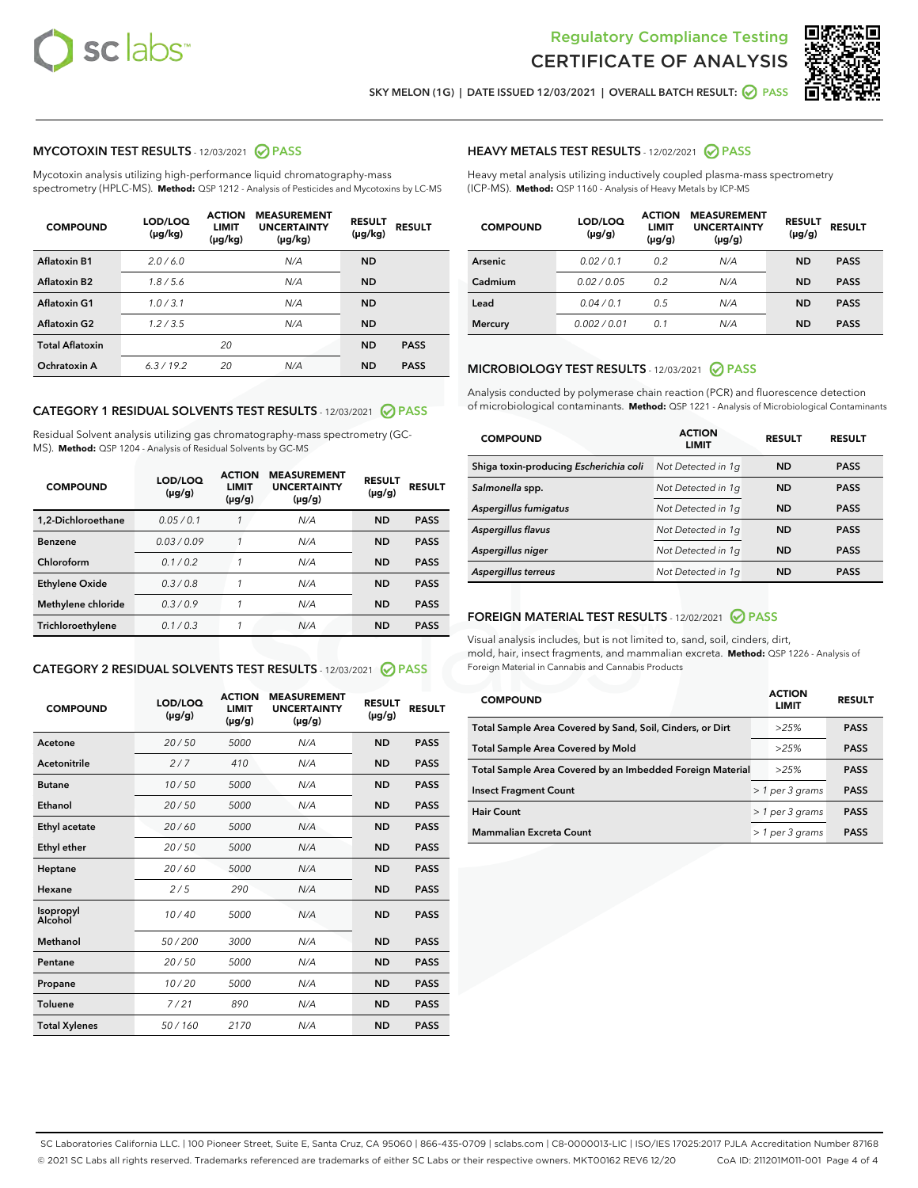Regulatory Compliance Testing
# CERTIFICATE OF ANALYSIS

SKY MELON (1G) | DATE ISSUED 12/03/2021 | OVERALL BATCH RESULT: PASS

## MYCOTOXIN TEST RESULTS - 12/03/2021 PASS

Mycotoxin analysis utilizing high-performance liquid chromatography-mass spectrometry (HPLC-MS). **Method:** QSP 1212 - Analysis of Pesticides and Mycotoxins by LC-MS

| COMPOUND | LOD/LOQ (µg/kg) | ACTION LIMIT (µg/kg) | MEASUREMENT UNCERTAINTY (µg/kg) | RESULT (µg/kg) | RESULT |
|---|---|---|---|---|---|
| Aflatoxin B1 | 2.0 / 6.0 | | N/A | ND | |
| Aflatoxin B2 | 1.8 / 5.6 | | N/A | ND | |
| Aflatoxin G1 | 1.0 / 3.1 | | N/A | ND | |
| Aflatoxin G2 | 1.2 / 3.5 | | N/A | ND | |
| Total Aflatoxin | | 20 | | ND | PASS |
| Ochratoxin A | 6.3 / 19.2 | 20 | N/A | ND | PASS |

## CATEGORY 1 RESIDUAL SOLVENTS TEST RESULTS - 12/03/2021 PASS

Residual Solvent analysis utilizing gas chromatography-mass spectrometry (GC-MS). **Method:** QSP 1204 - Analysis of Residual Solvents by GC-MS

| COMPOUND | LOD/LOQ (µg/g) | ACTION LIMIT (µg/g) | MEASUREMENT UNCERTAINTY (µg/g) | RESULT (µg/g) | RESULT |
|---|---|---|---|---|---|
| 1,2-Dichloroethane | 0.05 / 0.1 | 1 | N/A | ND | PASS |
| Benzene | 0.03 / 0.09 | 1 | N/A | ND | PASS |
| Chloroform | 0.1 / 0.2 | 1 | N/A | ND | PASS |
| Ethylene Oxide | 0.3 / 0.8 | 1 | N/A | ND | PASS |
| Methylene chloride | 0.3 / 0.9 | 1 | N/A | ND | PASS |
| Trichloroethylene | 0.1 / 0.3 | 1 | N/A | ND | PASS |

## CATEGORY 2 RESIDUAL SOLVENTS TEST RESULTS - 12/03/2021 PASS

| COMPOUND | LOD/LOQ (µg/g) | ACTION LIMIT (µg/g) | MEASUREMENT UNCERTAINTY (µg/g) | RESULT (µg/g) | RESULT |
|---|---|---|---|---|---|
| Acetone | 20 / 50 | 5000 | N/A | ND | PASS |
| Acetonitrile | 2 / 7 | 410 | N/A | ND | PASS |
| Butane | 10 / 50 | 5000 | N/A | ND | PASS |
| Ethanol | 20 / 50 | 5000 | N/A | ND | PASS |
| Ethyl acetate | 20 / 60 | 5000 | N/A | ND | PASS |
| Ethyl ether | 20 / 50 | 5000 | N/A | ND | PASS |
| Heptane | 20 / 60 | 5000 | N/A | ND | PASS |
| Hexane | 2 / 5 | 290 | N/A | ND | PASS |
| Isopropyl Alcohol | 10 / 40 | 5000 | N/A | ND | PASS |
| Methanol | 50 / 200 | 3000 | N/A | ND | PASS |
| Pentane | 20 / 50 | 5000 | N/A | ND | PASS |
| Propane | 10 / 20 | 5000 | N/A | ND | PASS |
| Toluene | 7 / 21 | 890 | N/A | ND | PASS |
| Total Xylenes | 50 / 160 | 2170 | N/A | ND | PASS |

## HEAVY METALS TEST RESULTS - 12/02/2021 PASS

Heavy metal analysis utilizing inductively coupled plasma-mass spectrometry (ICP-MS). **Method:** QSP 1160 - Analysis of Heavy Metals by ICP-MS

| COMPOUND | LOD/LOQ (µg/g) | ACTION LIMIT (µg/g) | MEASUREMENT UNCERTAINTY (µg/g) | RESULT (µg/g) | RESULT |
|---|---|---|---|---|---|
| Arsenic | 0.02 / 0.1 | 0.2 | N/A | ND | PASS |
| Cadmium | 0.02 / 0.05 | 0.2 | N/A | ND | PASS |
| Lead | 0.04 / 0.1 | 0.5 | N/A | ND | PASS |
| Mercury | 0.002 / 0.01 | 0.1 | N/A | ND | PASS |

## MICROBIOLOGY TEST RESULTS - 12/03/2021 PASS

Analysis conducted by polymerase chain reaction (PCR) and fluorescence detection of microbiological contaminants. **Method:** QSP 1221 - Analysis of Microbiological Contaminants

| COMPOUND | ACTION LIMIT | RESULT | RESULT |
|---|---|---|---|
| Shiga toxin-producing *Escherichia coli* | Not Detected in 1g | ND | PASS |
| *Salmonella* spp. | Not Detected in 1g | ND | PASS |
| *Aspergillus fumigatus* | Not Detected in 1g | ND | PASS |
| *Aspergillus flavus* | Not Detected in 1g | ND | PASS |
| *Aspergillus niger* | Not Detected in 1g | ND | PASS |
| *Aspergillus terreus* | Not Detected in 1g | ND | PASS |

## FOREIGN MATERIAL TEST RESULTS - 12/02/2021 PASS

Visual analysis includes, but is not limited to, sand, soil, cinders, dirt, mold, hair, insect fragments, and mammalian excreta. **Method:** QSP 1226 - Analysis of Foreign Material in Cannabis and Cannabis Products

| COMPOUND | ACTION LIMIT | RESULT |
|---|---|---|
| Total Sample Area Covered by Sand, Soil, Cinders, or Dirt | >25% | PASS |
| Total Sample Area Covered by Mold | >25% | PASS |
| Total Sample Area Covered by an Imbedded Foreign Material | >25% | PASS |
| Insect Fragment Count | > 1 per 3 grams | PASS |
| Hair Count | > 1 per 3 grams | PASS |
| Mammalian Excreta Count | > 1 per 3 grams | PASS |

SC Laboratories California LLC. | 100 Pioneer Street, Suite E, Santa Cruz, CA 95060 | 866-435-0709 | sclabs.com | C8-0000013-LIC | ISO/IES 17025:2017 PJLA Accreditation Number 87168
© 2021 SC Labs all rights reserved. Trademarks referenced are trademarks of either SC Labs or their respective owners. MKT00162 REV6 12/20 CoA ID: 211201M011-001